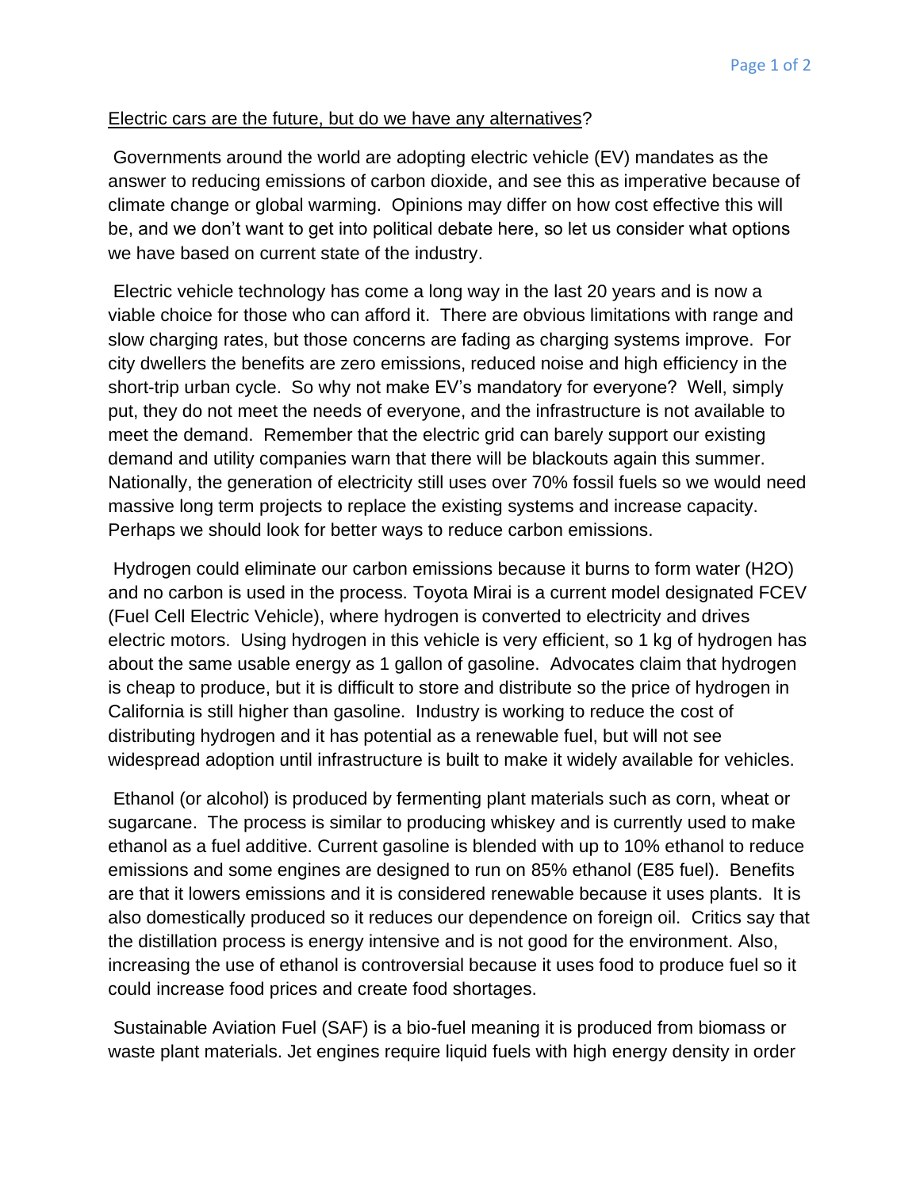Electric cars are the future, but do we have any alternatives?

Governments around the world are adopting electric vehicle (EV) mandates as the answer to reducing emissions of carbon dioxide, and see this as imperative because of climate change or global warming. Opinions may differ on how cost effective this will be, and we don't want to get into political debate here, so let us consider what options we have based on current state of the industry.

Electric vehicle technology has come a long way in the last 20 years and is now a viable choice for those who can afford it. There are obvious limitations with range and slow charging rates, but those concerns are fading as charging systems improve. For city dwellers the benefits are zero emissions, reduced noise and high efficiency in the short-trip urban cycle. So why not make EV's mandatory for everyone? Well, simply put, they do not meet the needs of everyone, and the infrastructure is not available to meet the demand. Remember that the electric grid can barely support our existing demand and utility companies warn that there will be blackouts again this summer. Nationally, the generation of electricity still uses over 70% fossil fuels so we would need massive long term projects to replace the existing systems and increase capacity. Perhaps we should look for better ways to reduce carbon emissions.

Hydrogen could eliminate our carbon emissions because it burns to form water ($H_2O$) and no carbon is used in the process. Toyota Mirai is a current model designated FCEV (Fuel Cell Electric Vehicle), where hydrogen is converted to electricity and drives electric motors. Using hydrogen in this vehicle is very efficient, so 1 kg of hydrogen has about the same usable energy as 1 gallon of gasoline. Advocates claim that hydrogen is cheap to produce, but it is difficult to store and distribute so the price of hydrogen in California is still higher than gasoline. Industry is working to reduce the cost of distributing hydrogen and it has potential as a renewable fuel, but will not see widespread adoption until infrastructure is built to make it widely available for vehicles.

Ethanol (or alcohol) is produced by fermenting plant materials such as corn, wheat or sugarcane. The process is similar to producing whiskey and is currently used to make ethanol as a fuel additive. Current gasoline is blended with up to 10% ethanol to reduce emissions and some engines are designed to run on 85% ethanol (E85 fuel). Benefits are that it lowers emissions and it is considered renewable because it uses plants. It is also domestically produced so it reduces our dependence on foreign oil. Critics say that the distillation process is energy intensive and is not good for the environment. Also, increasing the use of ethanol is controversial because it uses food to produce fuel so it could increase food prices and create food shortages.

Sustainable Aviation Fuel (SAF) is a bio-fuel meaning it is produced from biomass or waste plant materials. Jet engines require liquid fuels with high energy density in order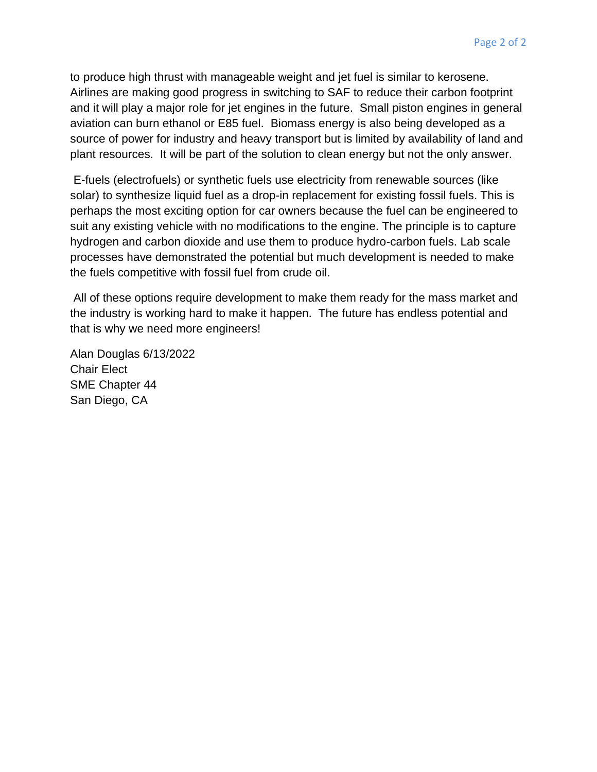to produce high thrust with manageable weight and jet fuel is similar to kerosene. Airlines are making good progress in switching to SAF to reduce their carbon footprint and it will play a major role for jet engines in the future. Small piston engines in general aviation can burn ethanol or E85 fuel. Biomass energy is also being developed as a source of power for industry and heavy transport but is limited by availability of land and plant resources. It will be part of the solution to clean energy but not the only answer.

E-fuels (electrofuels) or synthetic fuels use electricity from renewable sources (like solar) to synthesize liquid fuel as a drop-in replacement for existing fossil fuels. This is perhaps the most exciting option for car owners because the fuel can be engineered to suit any existing vehicle with no modifications to the engine. The principle is to capture hydrogen and carbon dioxide and use them to produce hydro-carbon fuels. Lab scale processes have demonstrated the potential but much development is needed to make the fuels competitive with fossil fuel from crude oil.

All of these options require development to make them ready for the mass market and the industry is working hard to make it happen. The future has endless potential and that is why we need more engineers!

Alan Douglas 6/13/2022
Chair Elect
SME Chapter 44
San Diego, CA